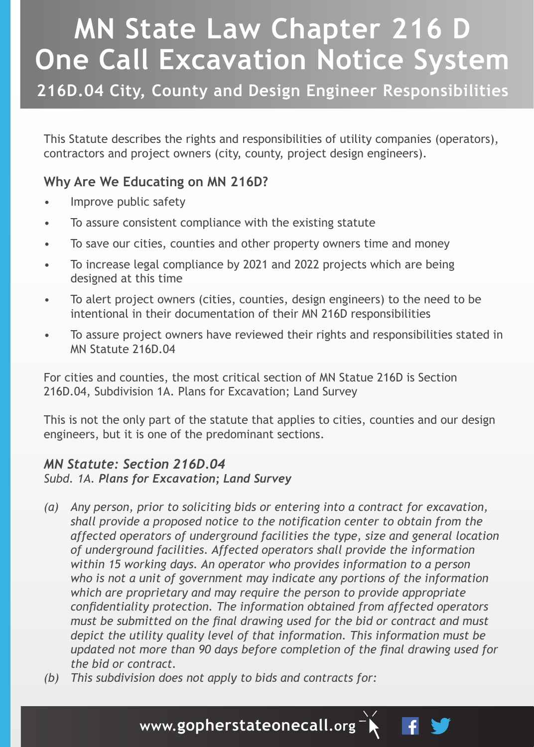# MN State Law Chapter 216 D One Call Excavation Notice System

## 216D.04 City, County and Design Engineer Responsibilities

This Statute describes the rights and responsibilities of utility companies (operators), contractors and project owners (city, county, project design engineers).

### Why Are We Educating on MN 216D?

- Improve public safety
- To assure consistent compliance with the existing statute
- To save our cities, counties and other property owners time and money
- To increase legal compliance by 2021 and 2022 projects which are being designed at this time
- To alert project owners (cities, counties, design engineers) to the need to be intentional in their documentation of their MN 216D responsibilities
- To assure project owners have reviewed their rights and responsibilities stated in MN Statute 216D.04

For cities and counties, the most critical section of MN Statue 216D is Section 216D.04, Subdivision 1A. Plans for Excavation; Land Survey

This is not the only part of the statute that applies to cities, counties and our design engineers, but it is one of the predominant sections.

### *MN Statute: Section 216D.04*

*Subd. 1A. **Plans for Excavation; Land Survey***

*(a) Any person, prior to soliciting bids or entering into a contract for excavation, shall provide a proposed notice to the notification center to obtain from the affected operators of underground facilities the type, size and general location of underground facilities. Affected operators shall provide the information within 15 working days. An operator who provides information to a person who is not a unit of government may indicate any portions of the information which are proprietary and may require the person to provide appropriate confidentiality protection. The information obtained from affected operators must be submitted on the final drawing used for the bid or contract and must depict the utility quality level of that information. This information must be updated not more than 90 days before completion of the final drawing used for the bid or contract.*

*(b) This subdivision does not apply to bids and contracts for:*

www.gopherstateonecall.org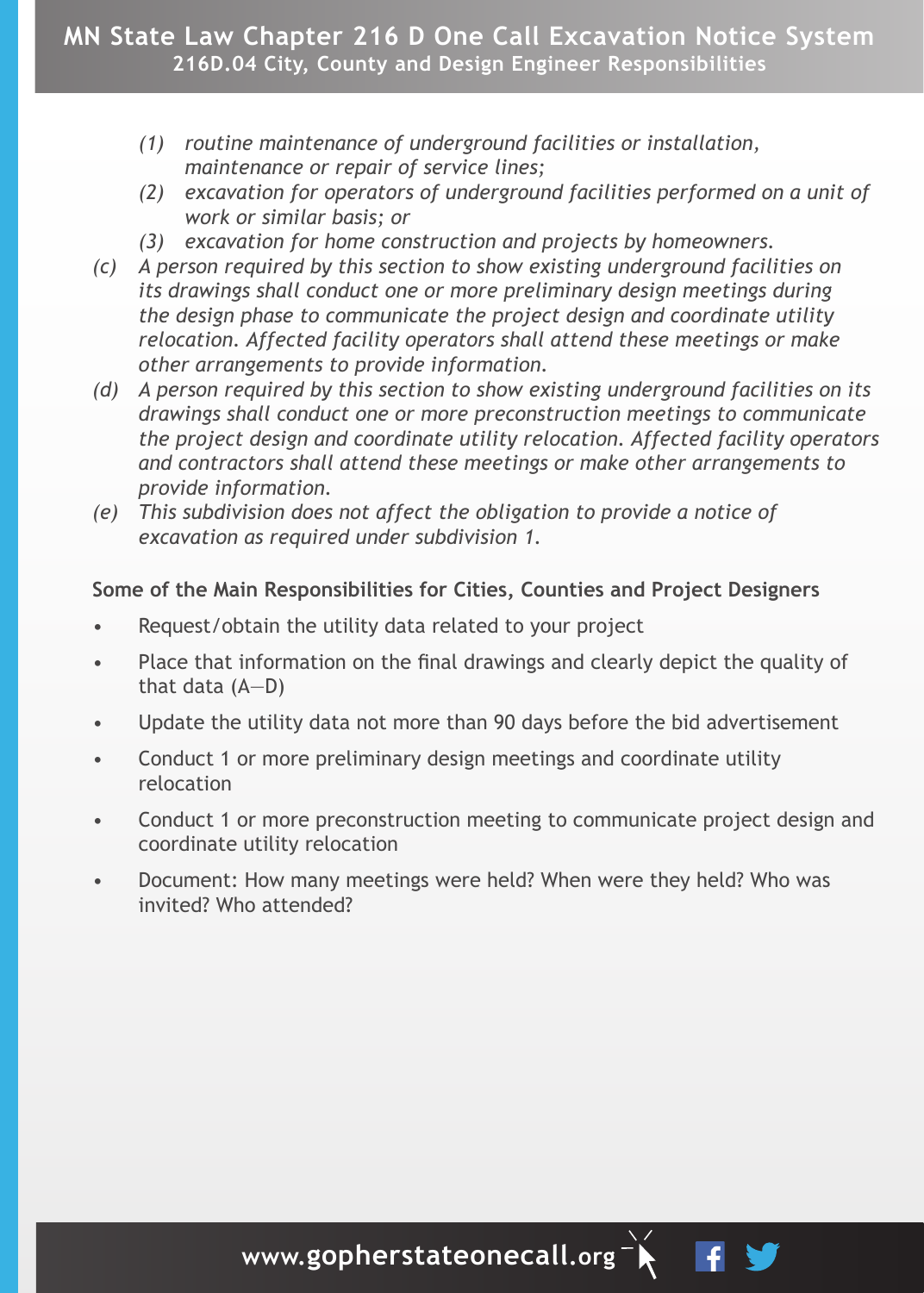*(1) routine maintenance of underground facilities or installation, maintenance or repair of service lines;*

*(2) excavation for operators of underground facilities performed on a unit of work or similar basis; or*

*(3) excavation for home construction and projects by homeowners.*

*(c) A person required by this section to show existing underground facilities on its drawings shall conduct one or more preliminary design meetings during the design phase to communicate the project design and coordinate utility relocation. Affected facility operators shall attend these meetings or make other arrangements to provide information.*

*(d) A person required by this section to show existing underground facilities on its drawings shall conduct one or more preconstruction meetings to communicate the project design and coordinate utility relocation. Affected facility operators and contractors shall attend these meetings or make other arrangements to provide information.*

*(e) This subdivision does not affect the obligation to provide a notice of excavation as required under subdivision 1.*

**Some of the Main Responsibilities for Cities, Counties and Project Designers**

- Request/obtain the utility data related to your project
- Place that information on the final drawings and clearly depict the quality of that data (A—D)
- Update the utility data not more than 90 days before the bid advertisement
- Conduct 1 or more preliminary design meetings and coordinate utility relocation
- Conduct 1 or more preconstruction meeting to communicate project design and coordinate utility relocation
- Document: How many meetings were held? When were they held? Who was invited? Who attended?